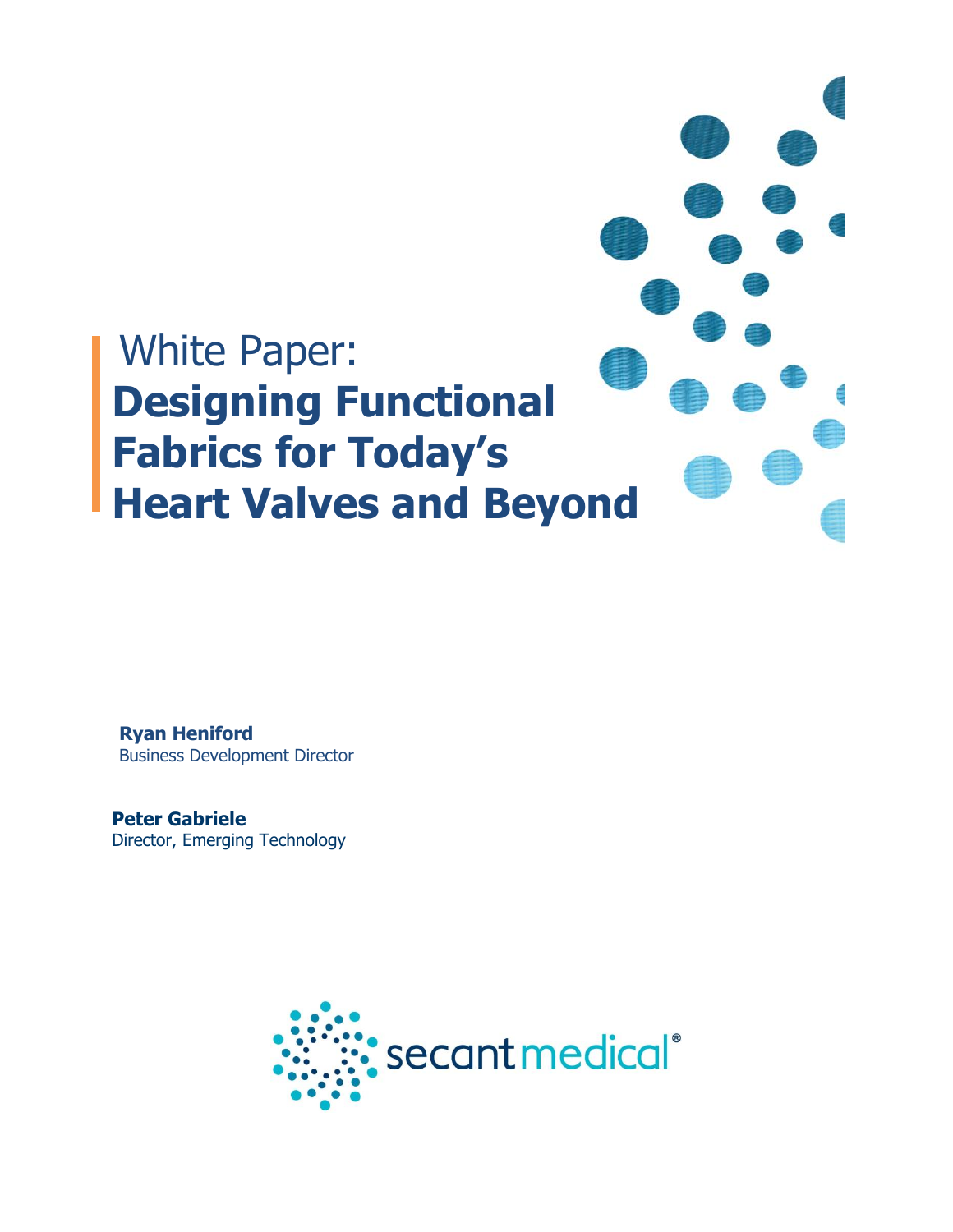White Paper:

# Designing Functional Fabrics for Today's Heart Valves and Beyond

**Ryan Heniford**
Business Development Director

**Peter Gabriele**
Director, Emerging Technology

secant medical®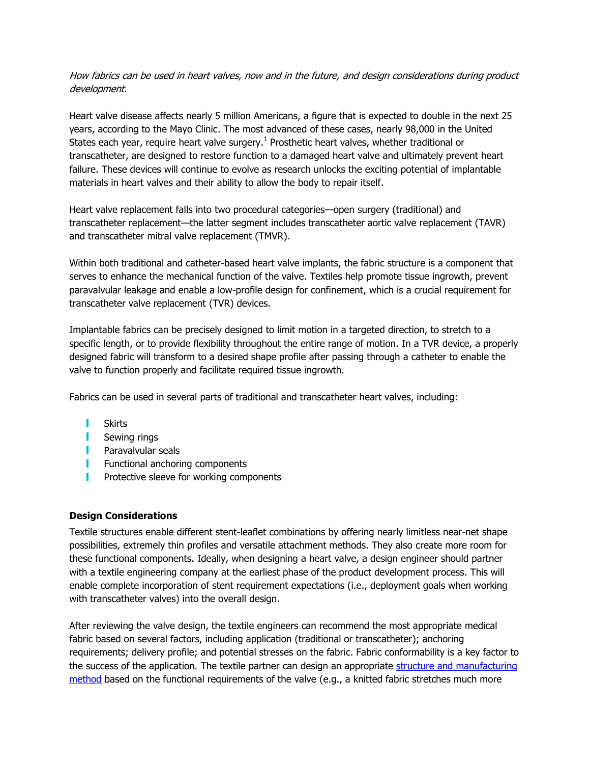*How fabrics can be used in heart valves, now and in the future, and design considerations during product development.*

Heart valve disease affects nearly 5 million Americans, a figure that is expected to double in the next 25 years, according to the Mayo Clinic. The most advanced of these cases, nearly 98,000 in the United States each year, require heart valve surgery.[1] Prosthetic heart valves, whether traditional or transcatheter, are designed to restore function to a damaged heart valve and ultimately prevent heart failure. These devices will continue to evolve as research unlocks the exciting potential of implantable materials in heart valves and their ability to allow the body to repair itself.

Heart valve replacement falls into two procedural categories—open surgery (traditional) and transcatheter replacement—the latter segment includes transcatheter aortic valve replacement (TAVR) and transcatheter mitral valve replacement (TMVR).

Within both traditional and catheter-based heart valve implants, the fabric structure is a component that serves to enhance the mechanical function of the valve. Textiles help promote tissue ingrowth, prevent paravalvular leakage and enable a low-profile design for confinement, which is a crucial requirement for transcatheter valve replacement (TVR) devices.

Implantable fabrics can be precisely designed to limit motion in a targeted direction, to stretch to a specific length, or to provide flexibility throughout the entire range of motion. In a TVR device, a properly designed fabric will transform to a desired shape profile after passing through a catheter to enable the valve to function properly and facilitate required tissue ingrowth.

Fabrics can be used in several parts of traditional and transcatheter heart valves, including:

- Skirts
- Sewing rings
- Paravalvular seals
- Functional anchoring components
- Protective sleeve for working components

**Design Considerations**

Textile structures enable different stent-leaflet combinations by offering nearly limitless near-net shape possibilities, extremely thin profiles and versatile attachment methods. They also create more room for these functional components. Ideally, when designing a heart valve, a design engineer should partner with a textile engineering company at the earliest phase of the product development process. This will enable complete incorporation of stent requirement expectations (i.e., deployment goals when working with transcatheter valves) into the overall design.

After reviewing the valve design, the textile engineers can recommend the most appropriate medical fabric based on several factors, including application (traditional or transcatheter); anchoring requirements; delivery profile; and potential stresses on the fabric. Fabric conformability is a key factor to the success of the application. The textile partner can design an appropriate [structure and manufacturing method]() based on the functional requirements of the valve (e.g., a knitted fabric stretches much more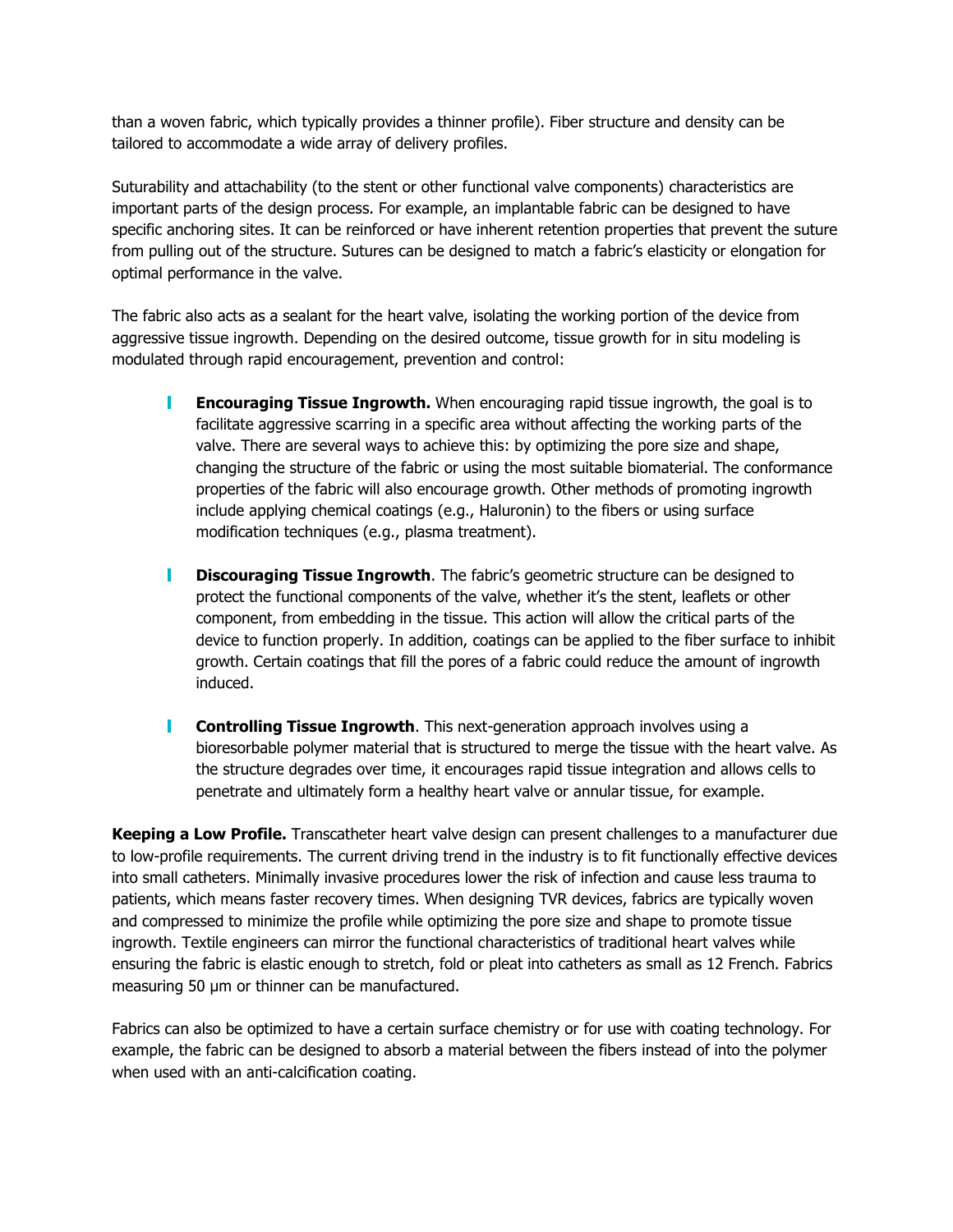than a woven fabric, which typically provides a thinner profile). Fiber structure and density can be tailored to accommodate a wide array of delivery profiles.

Suturability and attachability (to the stent or other functional valve components) characteristics are important parts of the design process. For example, an implantable fabric can be designed to have specific anchoring sites. It can be reinforced or have inherent retention properties that prevent the suture from pulling out of the structure. Sutures can be designed to match a fabric's elasticity or elongation for optimal performance in the valve.

The fabric also acts as a sealant for the heart valve, isolating the working portion of the device from aggressive tissue ingrowth. Depending on the desired outcome, tissue growth for in situ modeling is modulated through rapid encouragement, prevention and control:

- **Encouraging Tissue Ingrowth.** When encouraging rapid tissue ingrowth, the goal is to facilitate aggressive scarring in a specific area without affecting the working parts of the valve. There are several ways to achieve this: by optimizing the pore size and shape, changing the structure of the fabric or using the most suitable biomaterial. The conformance properties of the fabric will also encourage growth. Other methods of promoting ingrowth include applying chemical coatings (e.g., Haluronin) to the fibers or using surface modification techniques (e.g., plasma treatment).

- **Discouraging Tissue Ingrowth**. The fabric's geometric structure can be designed to protect the functional components of the valve, whether it's the stent, leaflets or other component, from embedding in the tissue. This action will allow the critical parts of the device to function properly. In addition, coatings can be applied to the fiber surface to inhibit growth. Certain coatings that fill the pores of a fabric could reduce the amount of ingrowth induced.

- **Controlling Tissue Ingrowth**. This next-generation approach involves using a bioresorbable polymer material that is structured to merge the tissue with the heart valve. As the structure degrades over time, it encourages rapid tissue integration and allows cells to penetrate and ultimately form a healthy heart valve or annular tissue, for example.

**Keeping a Low Profile.** Transcatheter heart valve design can present challenges to a manufacturer due to low-profile requirements. The current driving trend in the industry is to fit functionally effective devices into small catheters. Minimally invasive procedures lower the risk of infection and cause less trauma to patients, which means faster recovery times. When designing TVR devices, fabrics are typically woven and compressed to minimize the profile while optimizing the pore size and shape to promote tissue ingrowth. Textile engineers can mirror the functional characteristics of traditional heart valves while ensuring the fabric is elastic enough to stretch, fold or pleat into catheters as small as 12 French. Fabrics measuring 50 μm or thinner can be manufactured.

Fabrics can also be optimized to have a certain surface chemistry or for use with coating technology. For example, the fabric can be designed to absorb a material between the fibers instead of into the polymer when used with an anti-calcification coating.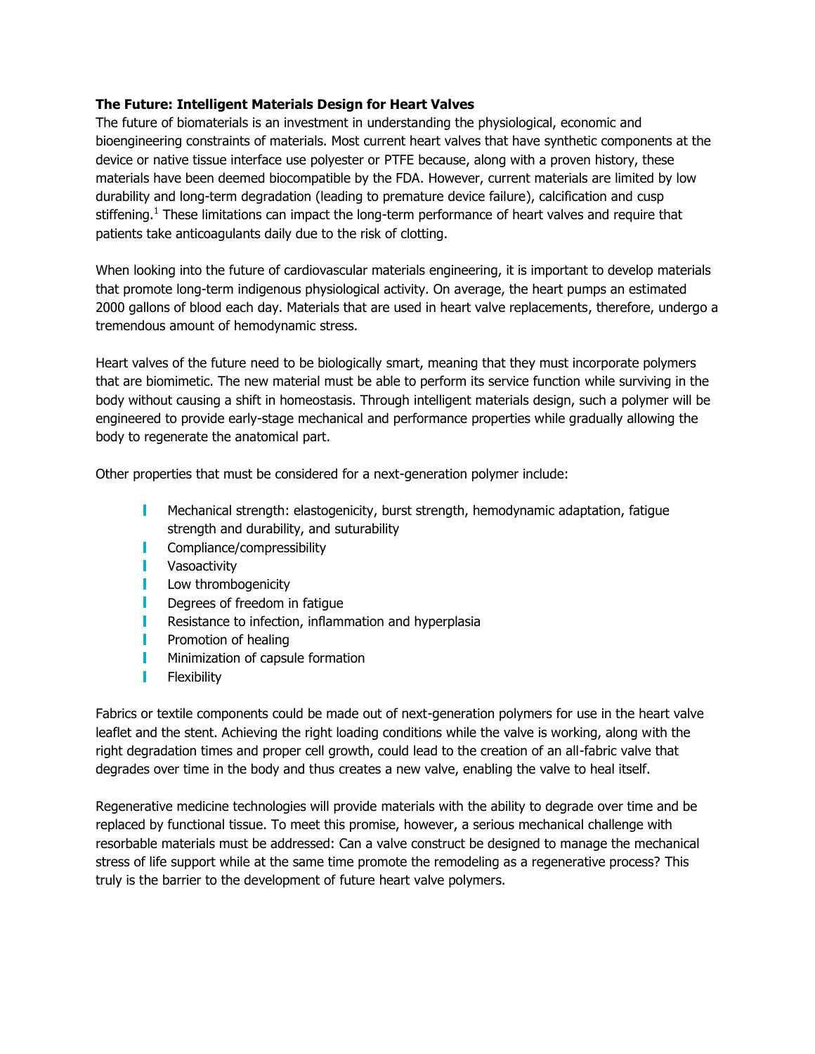**The Future: Intelligent Materials Design for Heart Valves**

The future of biomaterials is an investment in understanding the physiological, economic and bioengineering constraints of materials. Most current heart valves that have synthetic components at the device or native tissue interface use polyester or PTFE because, along with a proven history, these materials have been deemed biocompatible by the FDA. However, current materials are limited by low durability and long-term degradation (leading to premature device failure), calcification and cusp stiffening.[1] These limitations can impact the long-term performance of heart valves and require that patients take anticoagulants daily due to the risk of clotting.

When looking into the future of cardiovascular materials engineering, it is important to develop materials that promote long-term indigenous physiological activity. On average, the heart pumps an estimated 2000 gallons of blood each day. Materials that are used in heart valve replacements, therefore, undergo a tremendous amount of hemodynamic stress.

Heart valves of the future need to be biologically smart, meaning that they must incorporate polymers that are biomimetic. The new material must be able to perform its service function while surviving in the body without causing a shift in homeostasis. Through intelligent materials design, such a polymer will be engineered to provide early-stage mechanical and performance properties while gradually allowing the body to regenerate the anatomical part.

Other properties that must be considered for a next-generation polymer include:

- Mechanical strength: elastogenicity, burst strength, hemodynamic adaptation, fatigue strength and durability, and suturability
- Compliance/compressibility
- Vasoactivity
- Low thrombogenicity
- Degrees of freedom in fatigue
- Resistance to infection, inflammation and hyperplasia
- Promotion of healing
- Minimization of capsule formation
- Flexibility

Fabrics or textile components could be made out of next-generation polymers for use in the heart valve leaflet and the stent. Achieving the right loading conditions while the valve is working, along with the right degradation times and proper cell growth, could lead to the creation of an all-fabric valve that degrades over time in the body and thus creates a new valve, enabling the valve to heal itself.

Regenerative medicine technologies will provide materials with the ability to degrade over time and be replaced by functional tissue. To meet this promise, however, a serious mechanical challenge with resorbable materials must be addressed: Can a valve construct be designed to manage the mechanical stress of life support while at the same time promote the remodeling as a regenerative process? This truly is the barrier to the development of future heart valve polymers.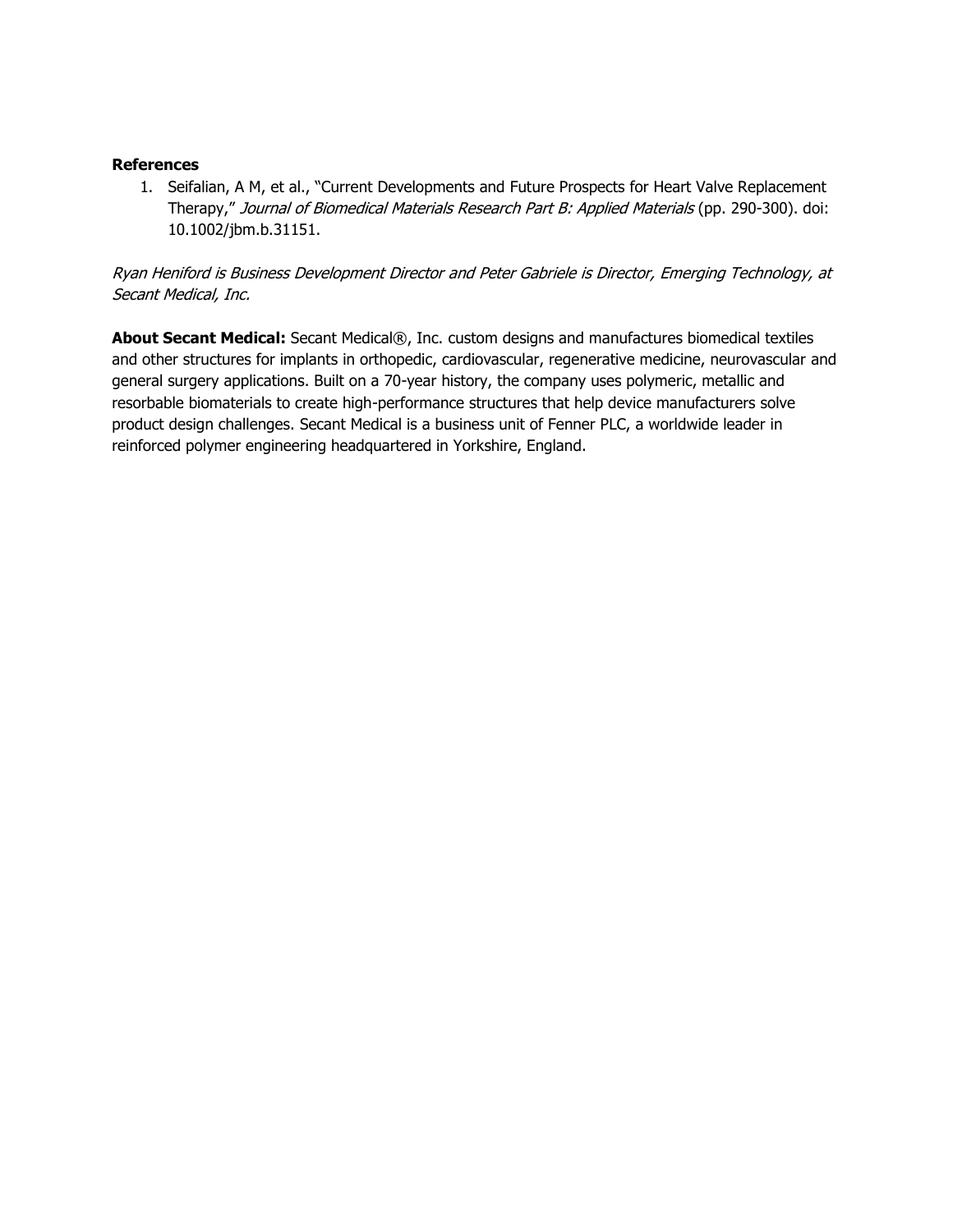**References**

1. Seifalian, A M, et al., "Current Developments and Future Prospects for Heart Valve Replacement Therapy," *Journal of Biomedical Materials Research Part B: Applied Materials* (pp. 290-300). doi: 10.1002/jbm.b.31151.

*Ryan Heniford is Business Development Director and Peter Gabriele is Director, Emerging Technology, at Secant Medical, Inc.*

**About Secant Medical:** Secant Medical®, Inc. custom designs and manufactures biomedical textiles and other structures for implants in orthopedic, cardiovascular, regenerative medicine, neurovascular and general surgery applications. Built on a 70-year history, the company uses polymeric, metallic and resorbable biomaterials to create high-performance structures that help device manufacturers solve product design challenges. Secant Medical is a business unit of Fenner PLC, a worldwide leader in reinforced polymer engineering headquartered in Yorkshire, England.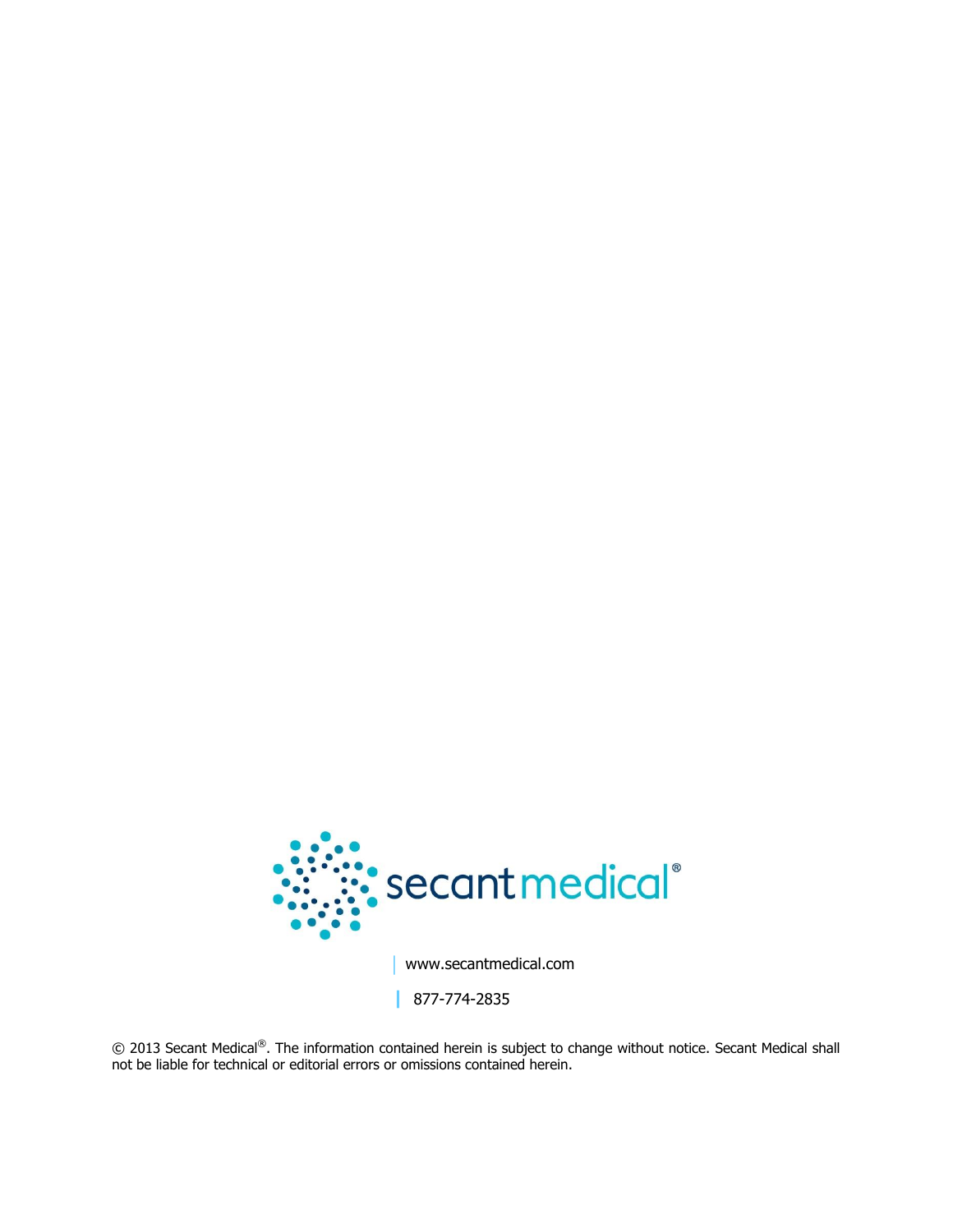secant medical®

www.secantmedical.com

877-774-2835

© 2013 Secant Medical®. The information contained herein is subject to change without notice. Secant Medical shall not be liable for technical or editorial errors or omissions contained herein.